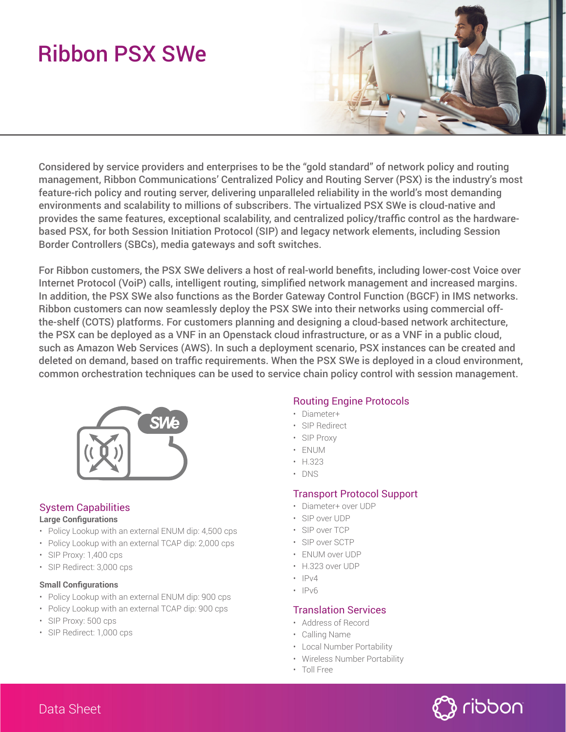# Ribbon PSX SWe

Considered by service providers and enterprises to be the "gold standard" of network policy and routing management, Ribbon Communications' Centralized Policy and Routing Server (PSX) is the industry's most feature-rich policy and routing server, delivering unparalleled reliability in the world's most demanding environments and scalability to millions of subscribers. The virtualized PSX SWe is cloud-native and provides the same features, exceptional scalability, and centralized policy/traffic control as the hardware-based PSX, for both Session Initiation Protocol (SIP) and legacy network elements, including Session Border Controllers (SBCs), media gateways and soft switches.

For Ribbon customers, the PSX SWe delivers a host of real-world benefits, including lower-cost Voice over Internet Protocol (VoiP) calls, intelligent routing, simplified network management and increased margins. In addition, the PSX SWe also functions as the Border Gateway Control Function (BGCF) in IMS networks. Ribbon customers can now seamlessly deploy the PSX SWe into their networks using commercial off-the-shelf (COTS) platforms. For customers planning and designing a cloud-based network architecture, the PSX can be deployed as a VNF in an Openstack cloud infrastructure, or as a VNF in a public cloud, such as Amazon Web Services (AWS). In such a deployment scenario, PSX instances can be created and deleted on demand, based on traffic requirements. When the PSX SWe is deployed in a cloud environment, common orchestration techniques can be used to service chain policy control with session management.

## System Capabilities

**Large Configurations**

- Policy Lookup with an external ENUM dip: 4,500 cps
- Policy Lookup with an external TCAP dip: 2,000 cps
- SIP Proxy: 1,400 cps
- SIP Redirect: 3,000 cps

**Small Configurations**

- Policy Lookup with an external ENUM dip: 900 cps
- Policy Lookup with an external TCAP dip: 900 cps
- SIP Proxy: 500 cps
- SIP Redirect: 1,000 cps

## Routing Engine Protocols

- Diameter+
- SIP Redirect
- SIP Proxy
- ENUM
- H.323
- DNS

## Transport Protocol Support

- Diameter+ over UDP
- SIP over UDP
- SIP over TCP
- SIP over SCTP
- ENUM over UDP
- H.323 over UDP
- IPv4
- IPv6

## Translation Services

- Address of Record
- Calling Name
- Local Number Portability
- Wireless Number Portability
- Toll Free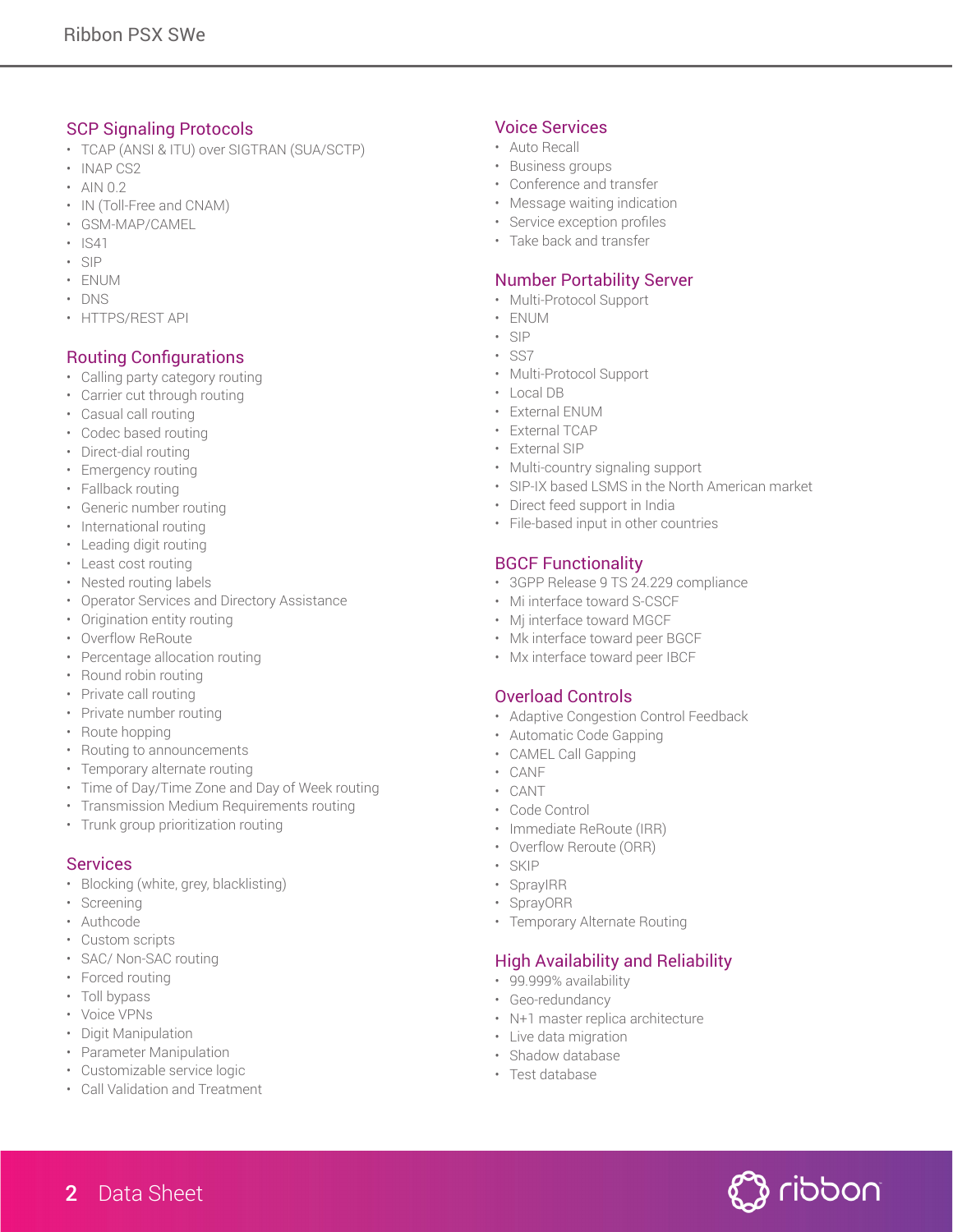## SCP Signaling Protocols

- TCAP (ANSI & ITU) over SIGTRAN (SUA/SCTP)
- INAP CS2
- AIN 0.2
- IN (Toll-Free and CNAM)
- GSM-MAP/CAMEL
- IS41
- SIP
- ENUM
- DNS
- HTTPS/REST API

## Routing Configurations

- Calling party category routing
- Carrier cut through routing
- Casual call routing
- Codec based routing
- Direct-dial routing
- Emergency routing
- Fallback routing
- Generic number routing
- International routing
- Leading digit routing
- Least cost routing
- Nested routing labels
- Operator Services and Directory Assistance
- Origination entity routing
- Overflow ReRoute
- Percentage allocation routing
- Round robin routing
- Private call routing
- Private number routing
- Route hopping
- Routing to announcements
- Temporary alternate routing
- Time of Day/Time Zone and Day of Week routing
- Transmission Medium Requirements routing
- Trunk group prioritization routing

## Services

- Blocking (white, grey, blacklisting)
- Screening
- Authcode
- Custom scripts
- SAC/ Non-SAC routing
- Forced routing
- Toll bypass
- Voice VPNs
- Digit Manipulation
- Parameter Manipulation
- Customizable service logic
- Call Validation and Treatment

## Voice Services

- Auto Recall
- Business groups
- Conference and transfer
- Message waiting indication
- Service exception profiles
- Take back and transfer

## Number Portability Server

- Multi-Protocol Support
- ENUM
- SIP
- SS7
- Multi-Protocol Support
- Local DB
- External ENUM
- External TCAP
- External SIP
- Multi-country signaling support
- SIP-IX based LSMS in the North American market
- Direct feed support in India
- File-based input in other countries

## BGCF Functionality

- 3GPP Release 9 TS 24.229 compliance
- Mi interface toward S-CSCF
- Mj interface toward MGCF
- Mk interface toward peer BGCF
- Mx interface toward peer IBCF

## Overload Controls

- Adaptive Congestion Control Feedback
- Automatic Code Gapping
- CAMEL Call Gapping
- CANF
- CANT
- Code Control
- Immediate ReRoute (IRR)
- Overflow Reroute (ORR)
- SKIP
- SprayIRR
- SprayORR
- Temporary Alternate Routing

## High Availability and Reliability

- 99.999% availability
- Geo-redundancy
- N+1 master replica architecture
- Live data migration
- Shadow database
- Test database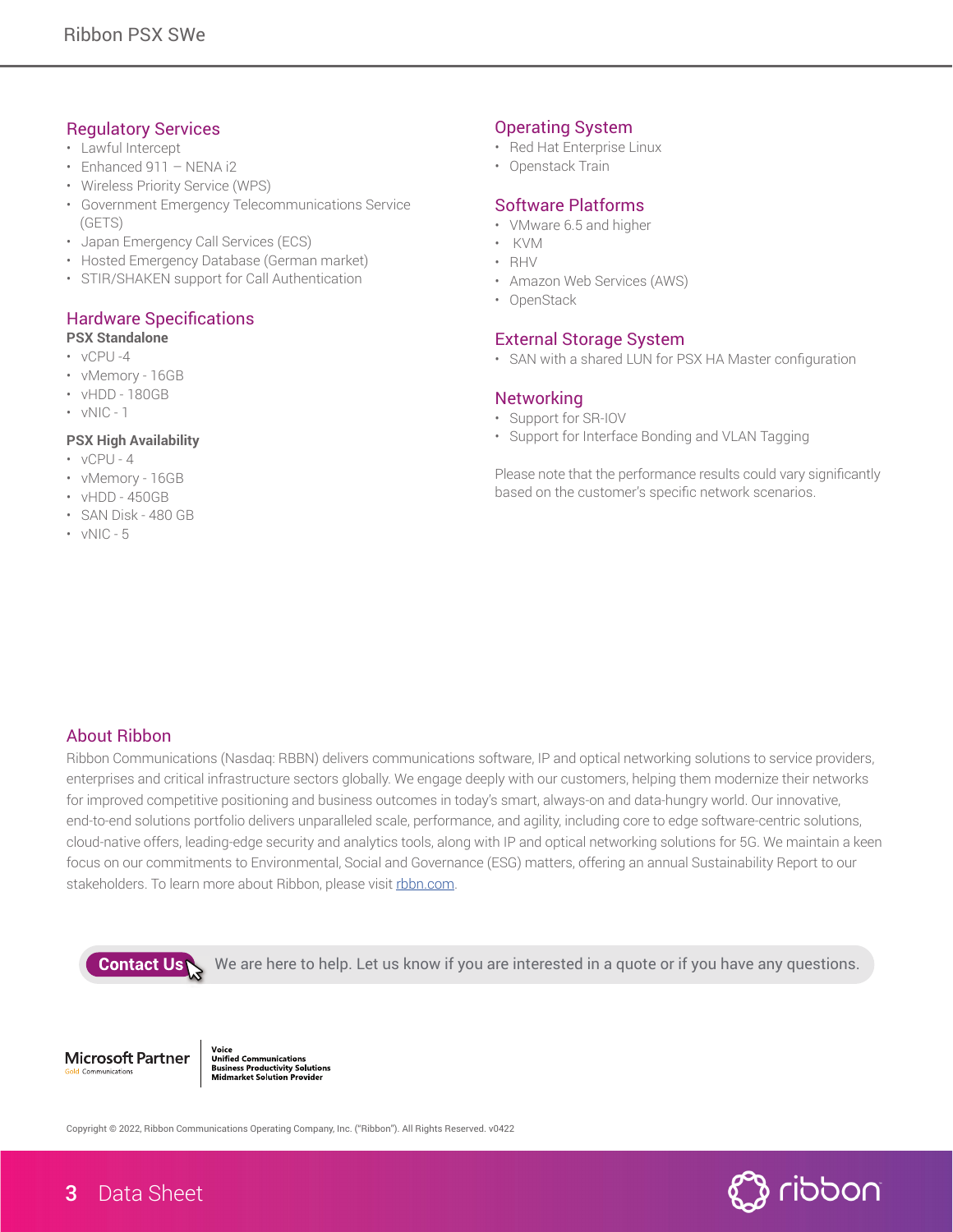## Regulatory Services

- Lawful Intercept
- Enhanced 911 – NENA i2
- Wireless Priority Service (WPS)
- Government Emergency Telecommunications Service (GETS)
- Japan Emergency Call Services (ECS)
- Hosted Emergency Database (German market)
- STIR/SHAKEN support for Call Authentication

## Hardware Specifications

**PSX Standalone**

- vCPU -4
- vMemory - 16GB
- vHDD - 180GB
- vNIC - 1

**PSX High Availability**

- vCPU - 4
- vMemory - 16GB
- vHDD - 450GB
- SAN Disk - 480 GB
- vNIC - 5

## Operating System

- Red Hat Enterprise Linux
- Openstack Train

## Software Platforms

- VMware 6.5 and higher
- KVM
- RHV
- Amazon Web Services (AWS)
- OpenStack

## External Storage System

- SAN with a shared LUN for PSX HA Master configuration

## Networking

- Support for SR-IOV
- Support for Interface Bonding and VLAN Tagging

Please note that the performance results could vary significantly based on the customer's specific network scenarios.

## About Ribbon

Ribbon Communications (Nasdaq: RBBN) delivers communications software, IP and optical networking solutions to service providers, enterprises and critical infrastructure sectors globally. We engage deeply with our customers, helping them modernize their networks for improved competitive positioning and business outcomes in today's smart, always-on and data-hungry world. Our innovative, end-to-end solutions portfolio delivers unparalleled scale, performance, and agility, including core to edge software-centric solutions, cloud-native offers, leading-edge security and analytics tools, along with IP and optical networking solutions for 5G. We maintain a keen focus on our commitments to Environmental, Social and Governance (ESG) matters, offering an annual Sustainability Report to our stakeholders. To learn more about Ribbon, please visit rbbn.com.

**Contact Us** We are here to help. Let us know if you are interested in a quote or if you have any questions.

Microsoft Partner
Gold Communications

Voice
Unified Communications
Business Productivity Solutions
Midmarket Solution Provider

Copyright © 2022, Ribbon Communications Operating Company, Inc. ("Ribbon"). All Rights Reserved. v0422